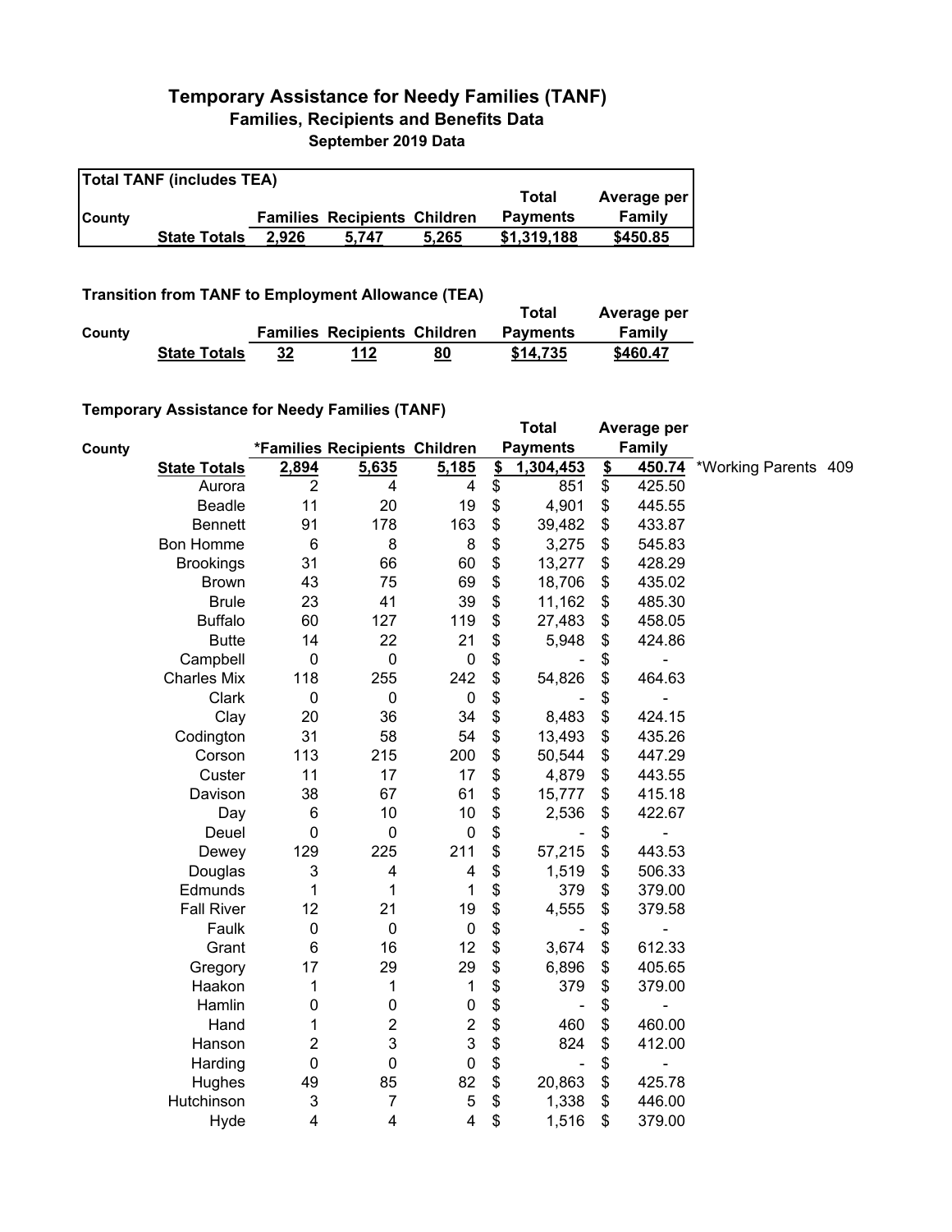# Temporary Assistance for Needy Families (TANF)

## Families, Recipients and Benefits Data

### September 2019 Data

**Total TANF (includes TEA)**

| County | | Families | Recipients | Children | Total Payments | Average per Family |
|---|---|---|---|---|---|---|
| | **State Totals** | **2,926** | **5,747** | **5,265** | **$1,319,188** | **$450.85** |

**Transition from TANF to Employment Allowance (TEA)**

| County | | Families | Recipients | Children | Total Payments | Average per Family |
|---|---|---|---|---|---|---|
| | **State Totals** | **32** | **112** | **80** | **$14,735** | **$460.47** |

**Temporary Assistance for Needy Families (TANF)**

| County | | *Families | Recipients | Children | Total Payments | Average per Family | |
|---|---|---|---|---|---|---|---|
| | **State Totals** | **2,894** | **5,635** | **5,185** | **$ 1,304,453** | **$ 450.74** | *Working Parents 409 |
| | Aurora | 2 | 4 | 4 | $ 851 | $ 425.50 | |
| | Beadle | 11 | 20 | 19 | $ 4,901 | $ 445.55 | |
| | Bennett | 91 | 178 | 163 | $ 39,482 | $ 433.87 | |
| | Bon Homme | 6 | 8 | 8 | $ 3,275 | $ 545.83 | |
| | Brookings | 31 | 66 | 60 | $ 13,277 | $ 428.29 | |
| | Brown | 43 | 75 | 69 | $ 18,706 | $ 435.02 | |
| | Brule | 23 | 41 | 39 | $ 11,162 | $ 485.30 | |
| | Buffalo | 60 | 127 | 119 | $ 27,483 | $ 458.05 | |
| | Butte | 14 | 22 | 21 | $ 5,948 | $ 424.86 | |
| | Campbell | 0 | 0 | 0 | $ - | $ - | |
| | Charles Mix | 118 | 255 | 242 | $ 54,826 | $ 464.63 | |
| | Clark | 0 | 0 | 0 | $ - | $ - | |
| | Clay | 20 | 36 | 34 | $ 8,483 | $ 424.15 | |
| | Codington | 31 | 58 | 54 | $ 13,493 | $ 435.26 | |
| | Corson | 113 | 215 | 200 | $ 50,544 | $ 447.29 | |
| | Custer | 11 | 17 | 17 | $ 4,879 | $ 443.55 | |
| | Davison | 38 | 67 | 61 | $ 15,777 | $ 415.18 | |
| | Day | 6 | 10 | 10 | $ 2,536 | $ 422.67 | |
| | Deuel | 0 | 0 | 0 | $ - | $ - | |
| | Dewey | 129 | 225 | 211 | $ 57,215 | $ 443.53 | |
| | Douglas | 3 | 4 | 4 | $ 1,519 | $ 506.33 | |
| | Edmunds | 1 | 1 | 1 | $ 379 | $ 379.00 | |
| | Fall River | 12 | 21 | 19 | $ 4,555 | $ 379.58 | |
| | Faulk | 0 | 0 | 0 | $ - | $ - | |
| | Grant | 6 | 16 | 12 | $ 3,674 | $ 612.33 | |
| | Gregory | 17 | 29 | 29 | $ 6,896 | $ 405.65 | |
| | Haakon | 1 | 1 | 1 | $ 379 | $ 379.00 | |
| | Hamlin | 0 | 0 | 0 | $ - | $ - | |
| | Hand | 1 | 2 | 2 | $ 460 | $ 460.00 | |
| | Hanson | 2 | 3 | 3 | $ 824 | $ 412.00 | |
| | Harding | 0 | 0 | 0 | $ - | $ - | |
| | Hughes | 49 | 85 | 82 | $ 20,863 | $ 425.78 | |
| | Hutchinson | 3 | 7 | 5 | $ 1,338 | $ 446.00 | |
| | Hyde | 4 | 4 | 4 | $ 1,516 | $ 379.00 | |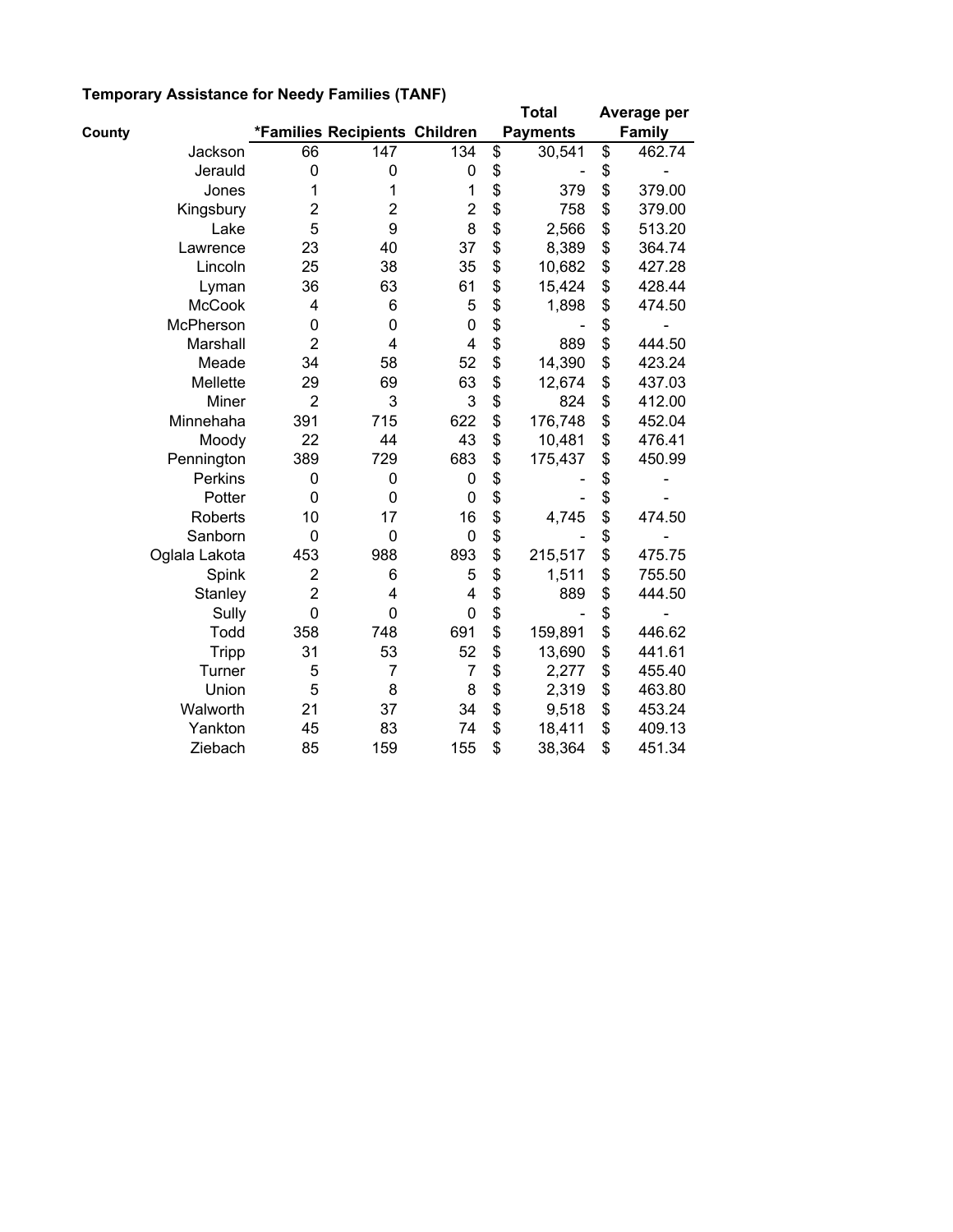**Temporary Assistance for Needy Families (TANF)**

| County | *Families | Recipients | Children | Total Payments | Average per Family |
|---|---|---|---|---|---|
| Jackson | 66 | 147 | 134 | $ 30,541 | $ 462.74 |
| Jerauld | 0 | 0 | 0 | $ - | $ - |
| Jones | 1 | 1 | 1 | $ 379 | $ 379.00 |
| Kingsbury | 2 | 2 | 2 | $ 758 | $ 379.00 |
| Lake | 5 | 9 | 8 | $ 2,566 | $ 513.20 |
| Lawrence | 23 | 40 | 37 | $ 8,389 | $ 364.74 |
| Lincoln | 25 | 38 | 35 | $ 10,682 | $ 427.28 |
| Lyman | 36 | 63 | 61 | $ 15,424 | $ 428.44 |
| McCook | 4 | 6 | 5 | $ 1,898 | $ 474.50 |
| McPherson | 0 | 0 | 0 | $ - | $ - |
| Marshall | 2 | 4 | 4 | $ 889 | $ 444.50 |
| Meade | 34 | 58 | 52 | $ 14,390 | $ 423.24 |
| Mellette | 29 | 69 | 63 | $ 12,674 | $ 437.03 |
| Miner | 2 | 3 | 3 | $ 824 | $ 412.00 |
| Minnehaha | 391 | 715 | 622 | $ 176,748 | $ 452.04 |
| Moody | 22 | 44 | 43 | $ 10,481 | $ 476.41 |
| Pennington | 389 | 729 | 683 | $ 175,437 | $ 450.99 |
| Perkins | 0 | 0 | 0 | $ - | $ - |
| Potter | 0 | 0 | 0 | $ - | $ - |
| Roberts | 10 | 17 | 16 | $ 4,745 | $ 474.50 |
| Sanborn | 0 | 0 | 0 | $ - | $ - |
| Oglala Lakota | 453 | 988 | 893 | $ 215,517 | $ 475.75 |
| Spink | 2 | 6 | 5 | $ 1,511 | $ 755.50 |
| Stanley | 2 | 4 | 4 | $ 889 | $ 444.50 |
| Sully | 0 | 0 | 0 | $ - | $ - |
| Todd | 358 | 748 | 691 | $ 159,891 | $ 446.62 |
| Tripp | 31 | 53 | 52 | $ 13,690 | $ 441.61 |
| Turner | 5 | 7 | 7 | $ 2,277 | $ 455.40 |
| Union | 5 | 8 | 8 | $ 2,319 | $ 463.80 |
| Walworth | 21 | 37 | 34 | $ 9,518 | $ 453.24 |
| Yankton | 45 | 83 | 74 | $ 18,411 | $ 409.13 |
| Ziebach | 85 | 159 | 155 | $ 38,364 | $ 451.34 |